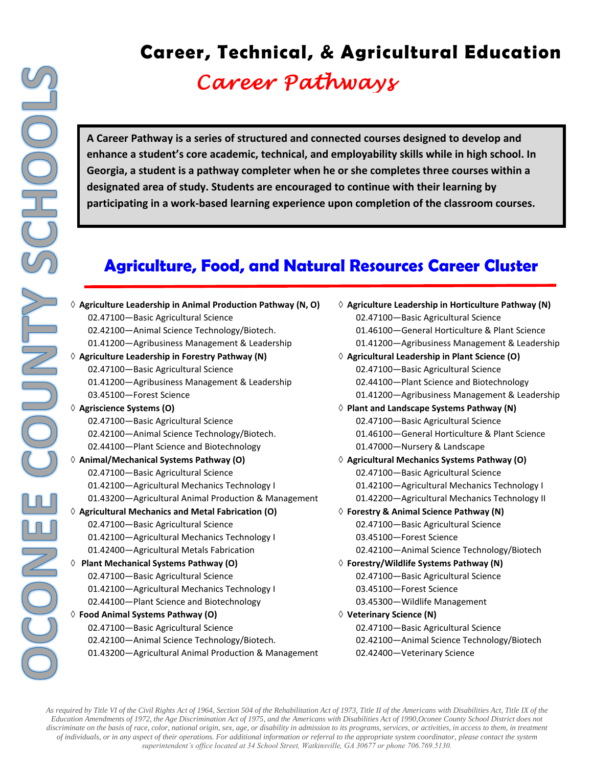# Career, Technical, & Agricultural Education

## *Career Pathways*

**A Career Pathway is a series of structured and connected courses designed to develop and enhance a student's core academic, technical, and employability skills while in high school. In Georgia, a student is a pathway completer when he or she completes three courses within a designated area of study. Students are encouraged to continue with their learning by participating in a work-based learning experience upon completion of the classroom courses.**

## Agriculture, Food, and Natural Resources Career Cluster

- **Agriculture Leadership in Animal Production Pathway (N, O)**
  - 02.47100—Basic Agricultural Science
  - 02.42100—Animal Science Technology/Biotech.
  - 01.41200—Agribusiness Management & Leadership
- **Agriculture Leadership in Forestry Pathway (N)**
  - 02.47100—Basic Agricultural Science
  - 01.41200—Agribusiness Management & Leadership
  - 03.45100—Forest Science
- **Agriscience Systems (O)**
  - 02.47100—Basic Agricultural Science
  - 02.42100—Animal Science Technology/Biotech.
  - 02.44100—Plant Science and Biotechnology
- **Animal/Mechanical Systems Pathway (O)**
  - 02.47100—Basic Agricultural Science
  - 01.42100—Agricultural Mechanics Technology I
  - 01.43200—Agricultural Animal Production & Management
- **Agricultural Mechanics and Metal Fabrication (O)**
  - 02.47100—Basic Agricultural Science
  - 01.42100—Agricultural Mechanics Technology I
  - 01.42400—Agricultural Metals Fabrication
- **Plant Mechanical Systems Pathway (O)**
  - 02.47100—Basic Agricultural Science
  - 01.42100—Agricultural Mechanics Technology I
  - 02.44100—Plant Science and Biotechnology
- **Food Animal Systems Pathway (O)**
  - 02.47100—Basic Agricultural Science
  - 02.42100—Animal Science Technology/Biotech.
  - 01.43200—Agricultural Animal Production & Management
- **Agriculture Leadership in Horticulture Pathway (N)**
  - 02.47100—Basic Agricultural Science
  - 01.46100—General Horticulture & Plant Science
  - 01.41200—Agribusiness Management & Leadership
- **Agricultural Leadership in Plant Science (O)**
  - 02.47100—Basic Agricultural Science
  - 02.44100—Plant Science and Biotechnology
  - 01.41200—Agribusiness Management & Leadership
- **Plant and Landscape Systems Pathway (N)**
  - 02.47100—Basic Agricultural Science
  - 01.46100—General Horticulture & Plant Science
  - 01.47000—Nursery & Landscape
- **Agricultural Mechanics Systems Pathway (O)**
  - 02.47100—Basic Agricultural Science
  - 01.42100—Agricultural Mechanics Technology I
  - 01.42200—Agricultural Mechanics Technology II
- **Forestry & Animal Science Pathway (N)**
  - 02.47100—Basic Agricultural Science
  - 03.45100—Forest Science
  - 02.42100—Animal Science Technology/Biotech
- **Forestry/Wildlife Systems Pathway (N)**
  - 02.47100—Basic Agricultural Science
  - 03.45100—Forest Science
  - 03.45300—Wildlife Management
- **Veterinary Science (N)**
  - 02.47100—Basic Agricultural Science
  - 02.42100—Animal Science Technology/Biotech
  - 02.42400—Veterinary Science

*As required by Title VI of the Civil Rights Act of 1964, Section 504 of the Rehabilitation Act of 1973, Title II of the Americans with Disabilities Act, Title IX of the Education Amendments of 1972, the Age Discrimination Act of 1975, and the Americans with Disabilities Act of 1990,Oconee County School District does not discriminate on the basis of race, color, national origin, sex, age, or disability in admission to its programs, services, or activities, in access to them, in treatment of individuals, or in any aspect of their operations. For additional information or referral to the appropriate system coordinator, please contact the system superintendent's office located at 34 School Street, Watkinsville, GA 30677 or phone 706.769.5130.*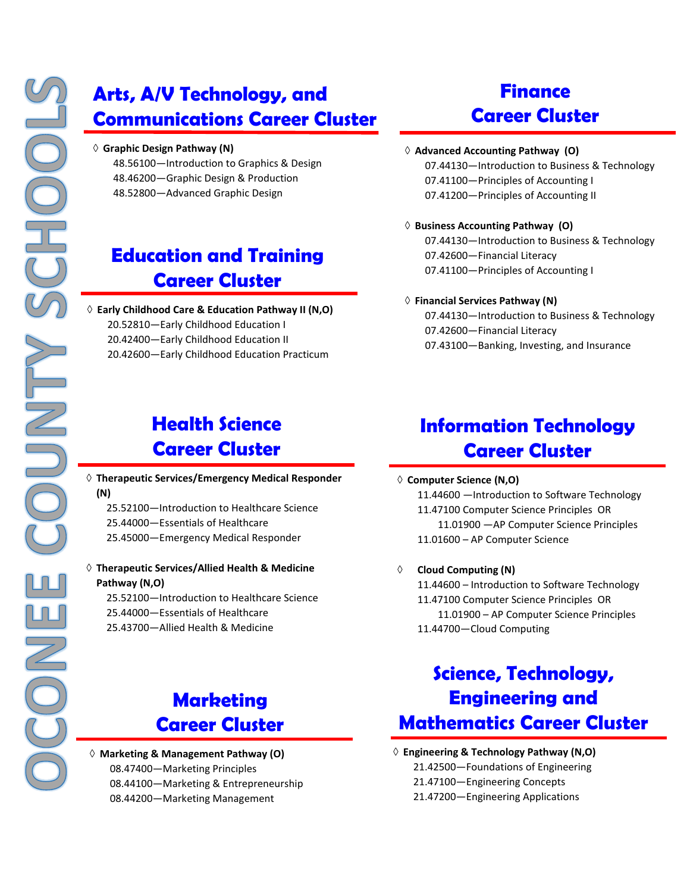# OCONEE COUNTY SCHOOLS

## Arts, A/V Technology, and Communications Career Cluster

◊ **Graphic Design Pathway (N)**
- 48.56100—Introduction to Graphics & Design
- 48.46200—Graphic Design & Production
- 48.52800—Advanced Graphic Design

## Education and Training Career Cluster

◊ **Early Childhood Care & Education Pathway II (N,O)**
- 20.52810—Early Childhood Education I
- 20.42400—Early Childhood Education II
- 20.42600—Early Childhood Education Practicum

## Health Science Career Cluster

◊ **Therapeutic Services/Emergency Medical Responder (N)**
- 25.52100—Introduction to Healthcare Science
- 25.44000—Essentials of Healthcare
- 25.45000—Emergency Medical Responder

◊ **Therapeutic Services/Allied Health & Medicine Pathway (N,O)**
- 25.52100—Introduction to Healthcare Science
- 25.44000—Essentials of Healthcare
- 25.43700—Allied Health & Medicine

## Marketing Career Cluster

◊ **Marketing & Management Pathway (O)**
- 08.47400—Marketing Principles
- 08.44100—Marketing & Entrepreneurship
- 08.44200—Marketing Management

## Finance Career Cluster

◊ **Advanced Accounting Pathway (O)**
- 07.44130—Introduction to Business & Technology
- 07.41100—Principles of Accounting I
- 07.41200—Principles of Accounting II

◊ **Business Accounting Pathway (O)**
- 07.44130—Introduction to Business & Technology
- 07.42600—Financial Literacy
- 07.41100—Principles of Accounting I

◊ **Financial Services Pathway (N)**
- 07.44130—Introduction to Business & Technology
- 07.42600—Financial Literacy
- 07.43100—Banking, Investing, and Insurance

## Information Technology Career Cluster

◊ **Computer Science (N,O)**
- 11.44600 —Introduction to Software Technology
- 11.47100 Computer Science Principles OR
  - 11.01900 —AP Computer Science Principles
- 11.01600 – AP Computer Science

◊ **Cloud Computing (N)**
- 11.44600 – Introduction to Software Technology
- 11.47100 Computer Science Principles OR
  - 11.01900 – AP Computer Science Principles
- 11.44700—Cloud Computing

## Science, Technology, Engineering and Mathematics Career Cluster

◊ **Engineering & Technology Pathway (N,O)**
- 21.42500—Foundations of Engineering
- 21.47100—Engineering Concepts
- 21.47200—Engineering Applications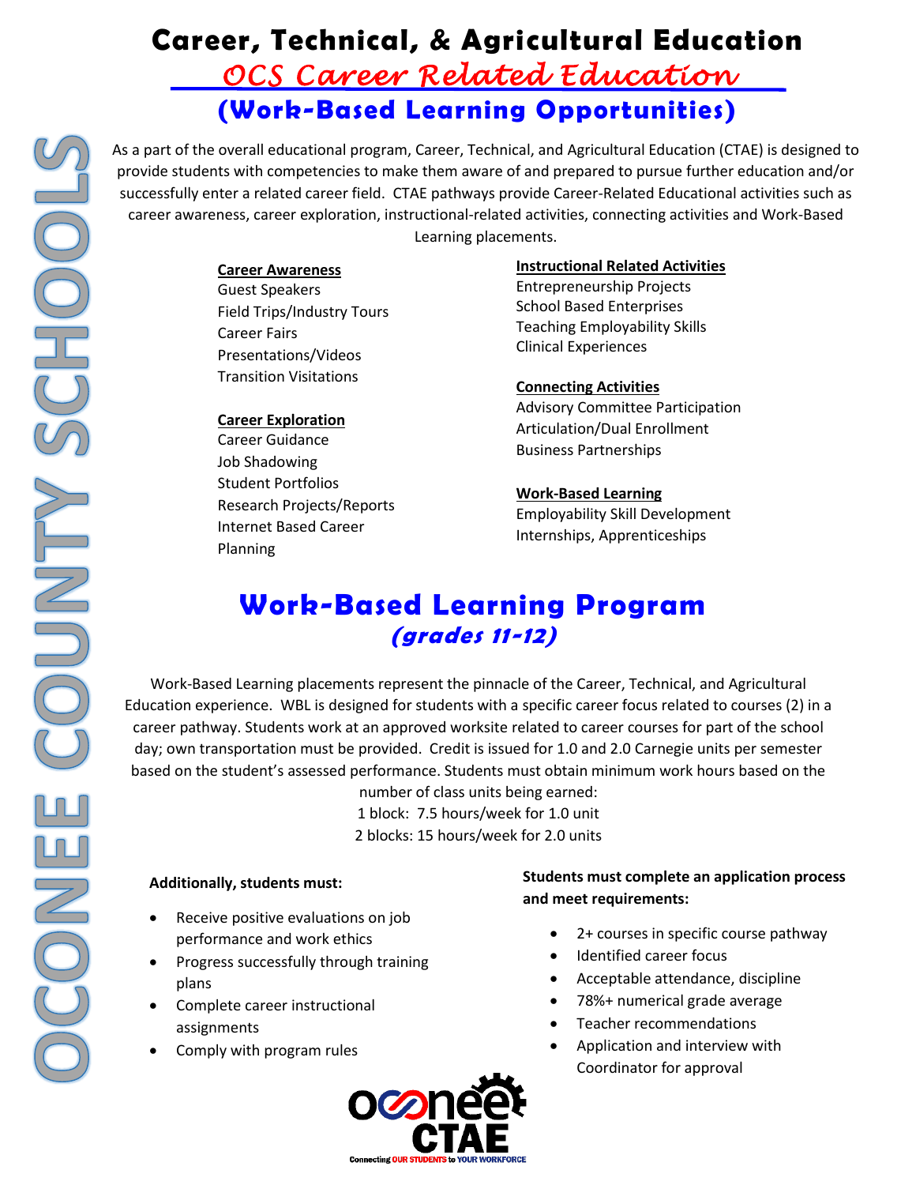# Career, Technical, & Agricultural Education

## OCS Career Related Education

## (Work-Based Learning Opportunities)

OCONEE COUNTY SCHOOLS

As a part of the overall educational program, Career, Technical, and Agricultural Education (CTAE) is designed to provide students with competencies to make them aware of and prepared to pursue further education and/or successfully enter a related career field. CTAE pathways provide Career-Related Educational activities such as career awareness, career exploration, instructional-related activities, connecting activities and Work-Based Learning placements.

**Career Awareness**
Guest Speakers
Field Trips/Industry Tours
Career Fairs
Presentations/Videos
Transition Visitations

**Career Exploration**
Career Guidance
Job Shadowing
Student Portfolios
Research Projects/Reports
Internet Based Career Planning

**Instructional Related Activities**
Entrepreneurship Projects
School Based Enterprises
Teaching Employability Skills
Clinical Experiences

**Connecting Activities**
Advisory Committee Participation
Articulation/Dual Enrollment
Business Partnerships

**Work-Based Learning**
Employability Skill Development
Internships, Apprenticeships

## Work-Based Learning Program

### *(grades 11-12)*

Work-Based Learning placements represent the pinnacle of the Career, Technical, and Agricultural Education experience. WBL is designed for students with a specific career focus related to courses (2) in a career pathway. Students work at an approved worksite related to career courses for part of the school day; own transportation must be provided. Credit is issued for 1.0 and 2.0 Carnegie units per semester based on the student's assessed performance. Students must obtain minimum work hours based on the number of class units being earned:

1 block: 7.5 hours/week for 1.0 unit
2 blocks: 15 hours/week for 2.0 units

**Additionally, students must:**

- Receive positive evaluations on job performance and work ethics
- Progress successfully through training plans
- Complete career instructional assignments
- Comply with program rules

**Students must complete an application process and meet requirements:**

- 2+ courses in specific course pathway
- Identified career focus
- Acceptable attendance, discipline
- 78%+ numerical grade average
- Teacher recommendations
- Application and interview with Coordinator for approval

oconee CTAE
Connecting OUR STUDENTS to YOUR WORKFORCE